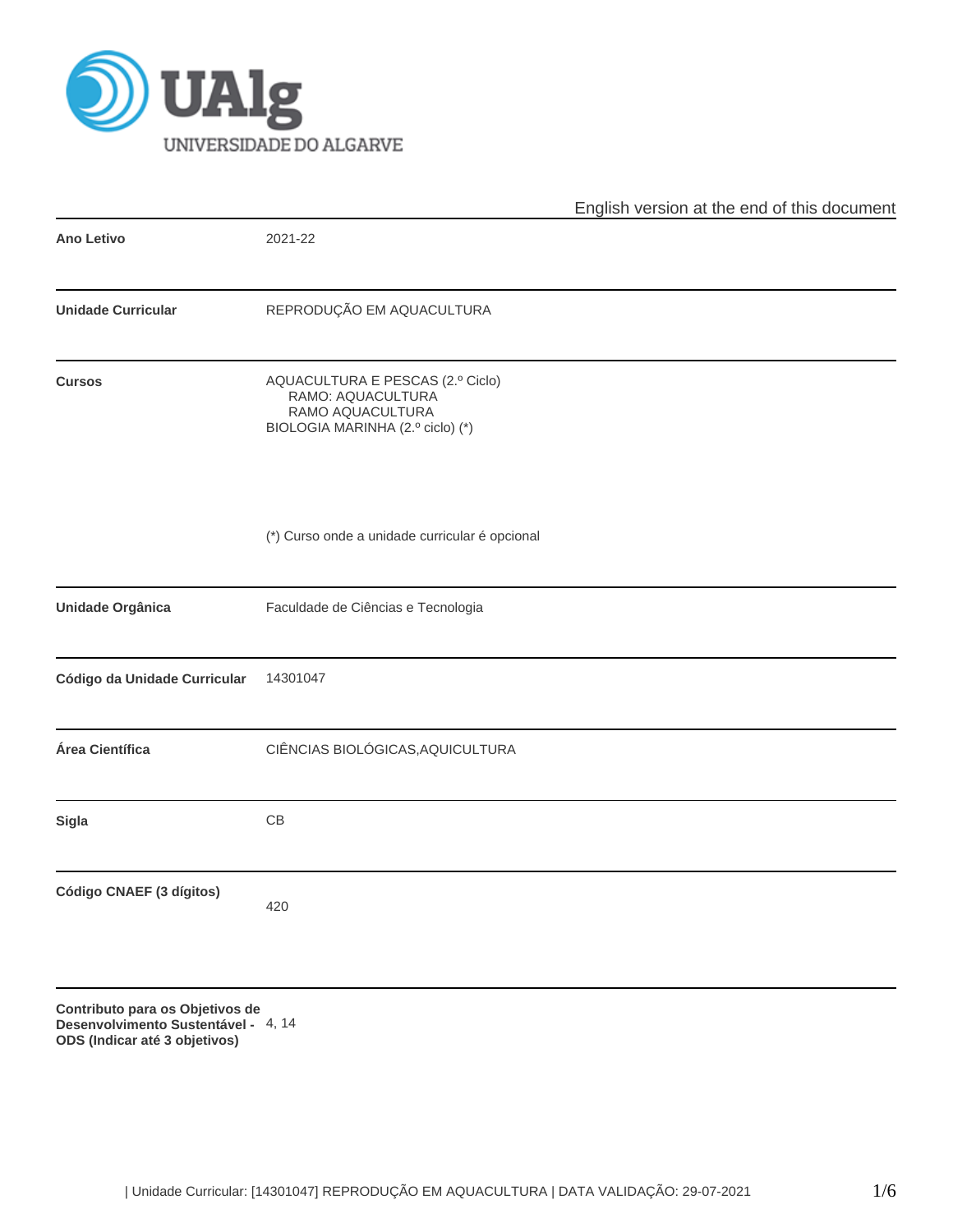UALG UNIVERSIDADE DO ALGARVE

English version at the end of this document

| | |
|---|---|
| **Ano Letivo** | 2021-22 |
| **Unidade Curricular** | REPRODUÇÃO EM AQUACULTURA |
| **Cursos** | AQUACULTURA E PESCAS (2.º Ciclo)<br>RAMO: AQUACULTURA<br>RAMO AQUACULTURA<br>BIOLOGIA MARINHA (2.º ciclo) (*)<br><br>(*) Curso onde a unidade curricular é opcional |
| **Unidade Orgânica** | Faculdade de Ciências e Tecnologia |
| **Código da Unidade Curricular** | 14301047 |
| **Área Científica** | CIÊNCIAS BIOLÓGICAS,AQUICULTURA |
| **Sigla** | CB |
| **Código CNAEF (3 dígitos)** | 420 |
| **Contributo para os Objetivos de Desenvolvimento Sustentável - ODS (Indicar até 3 objetivos)** | 4, 14 |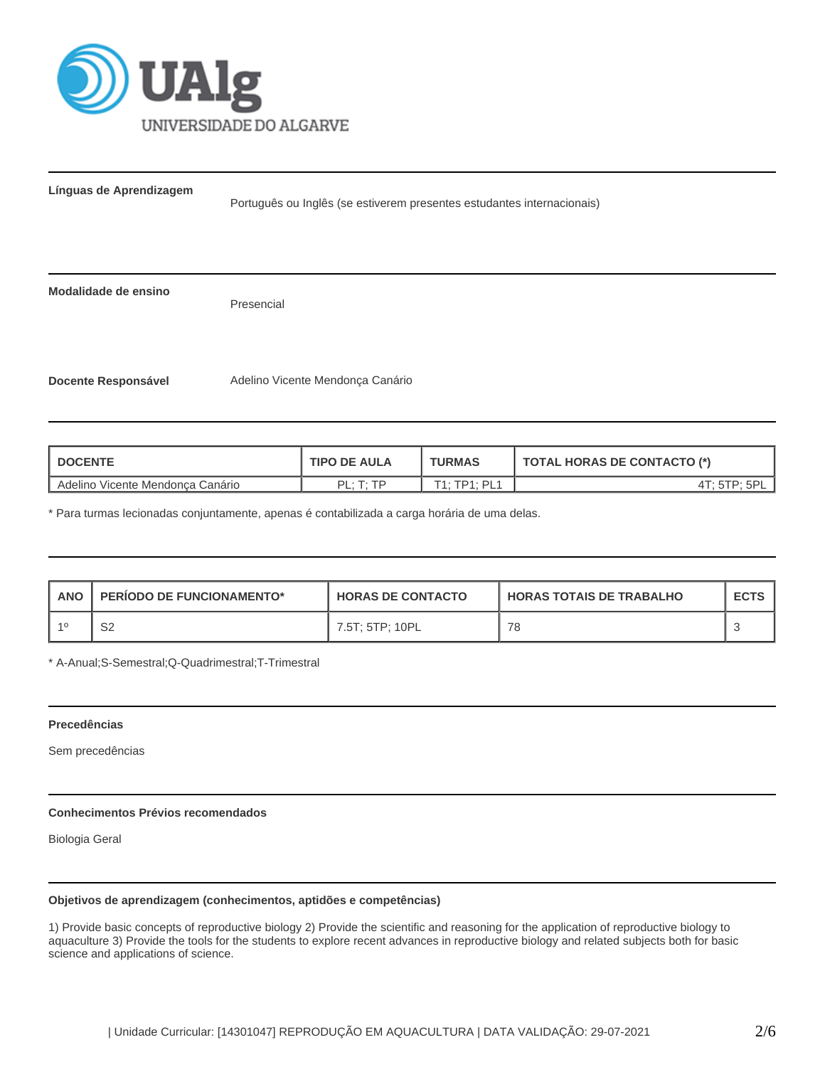**Línguas de Aprendizagem**

Português ou Inglês (se estiverem presentes estudantes internacionais)

**Modalidade de ensino**

Presencial

**Docente Responsável**

Adelino Vicente Mendonça Canário

| DOCENTE | TIPO DE AULA | TURMAS | TOTAL HORAS DE CONTACTO (*) |
|---|---|---|---|
| Adelino Vicente Mendonça Canário | PL; T; TP | T1; TP1; PL1 | 4T; 5TP; 5PL |

* Para turmas lecionadas conjuntamente, apenas é contabilizada a carga horária de uma delas.

| ANO | PERÍODO DE FUNCIONAMENTO* | HORAS DE CONTACTO | HORAS TOTAIS DE TRABALHO | ECTS |
|---|---|---|---|---|
| 1º | S2 | 7.5T; 5TP; 10PL | 78 | 3 |

* A-Anual;S-Semestral;Q-Quadrimestral;T-Trimestral

**Precedências**

Sem precedências

**Conhecimentos Prévios recomendados**

Biologia Geral

**Objetivos de aprendizagem (conhecimentos, aptidões e competências)**

1) Provide basic concepts of reproductive biology 2) Provide the scientific and reasoning for the application of reproductive biology to aquaculture 3) Provide the tools for the students to explore recent advances in reproductive biology and related subjects both for basic science and applications of science.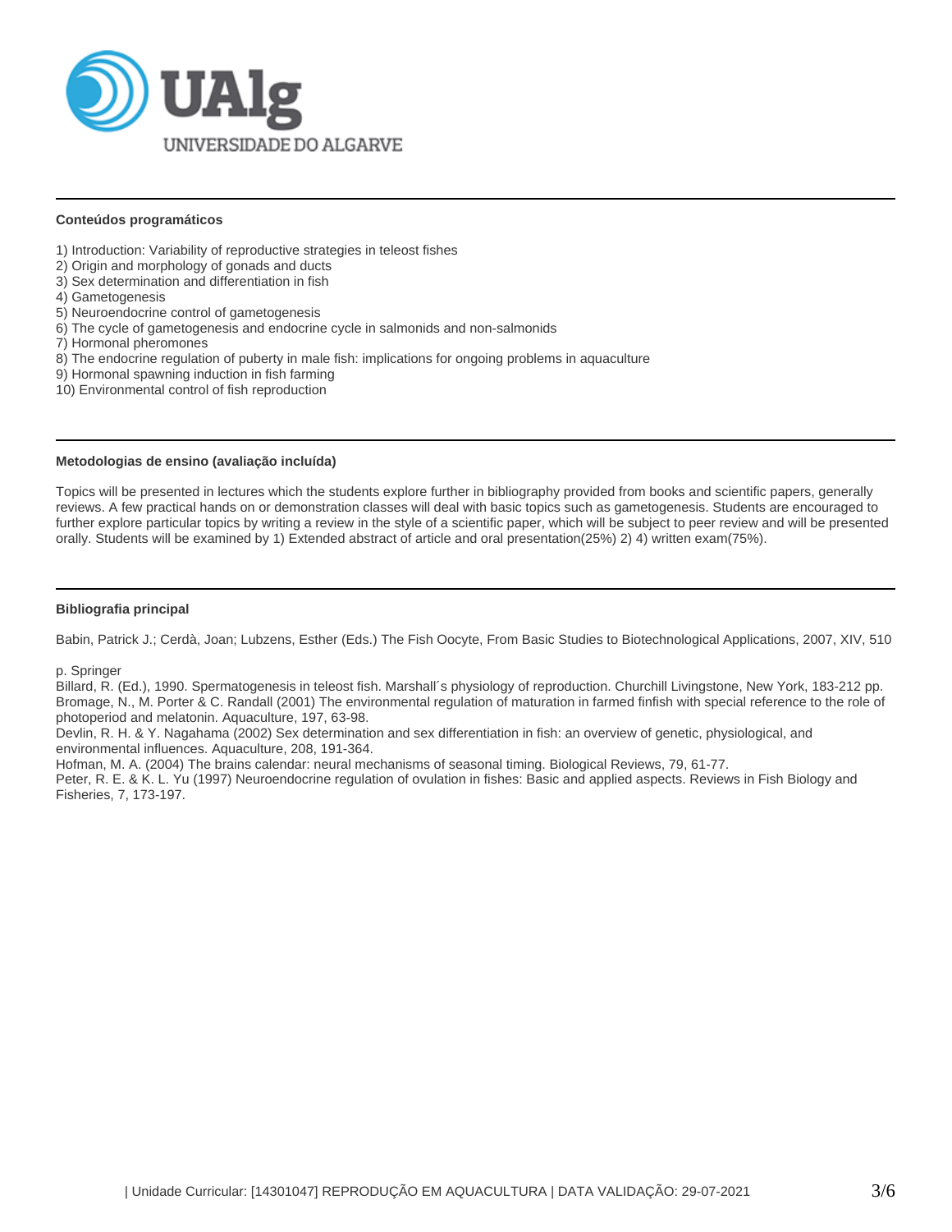### Conteúdos programáticos

1) Introduction: Variability of reproductive strategies in teleost fishes
2) Origin and morphology of gonads and ducts
3) Sex determination and differentiation in fish
4) Gametogenesis
5) Neuroendocrine control of gametogenesis
6) The cycle of gametogenesis and endocrine cycle in salmonids and non-salmonids
7) Hormonal pheromones
8) The endocrine regulation of puberty in male fish: implications for ongoing problems in aquaculture
9) Hormonal spawning induction in fish farming
10) Environmental control of fish reproduction

### Metodologias de ensino (avaliação incluída)

Topics will be presented in lectures which the students explore further in bibliography provided from books and scientific papers, generally reviews. A few practical hands on or demonstration classes will deal with basic topics such as gametogenesis. Students are encouraged to further explore particular topics by writing a review in the style of a scientific paper, which will be subject to peer review and will be presented orally. Students will be examined by 1) Extended abstract of article and oral presentation(25%) 2) 4) written exam(75%).

### Bibliografia principal

Babin, Patrick J.; Cerdà, Joan; Lubzens, Esther (Eds.) The Fish Oocyte, From Basic Studies to Biotechnological Applications, 2007, XIV, 510

p. Springer
Billard, R. (Ed.), 1990. Spermatogenesis in teleost fish. Marshall´s physiology of reproduction. Churchill Livingstone, New York, 183-212 pp.
Bromage, N., M. Porter & C. Randall (2001) The environmental regulation of maturation in farmed finfish with special reference to the role of photoperiod and melatonin. Aquaculture, 197, 63-98.
Devlin, R. H. & Y. Nagahama (2002) Sex determination and sex differentiation in fish: an overview of genetic, physiological, and environmental influences. Aquaculture, 208, 191-364.
Hofman, M. A. (2004) The brains calendar: neural mechanisms of seasonal timing. Biological Reviews, 79, 61-77.
Peter, R. E. & K. L. Yu (1997) Neuroendocrine regulation of ovulation in fishes: Basic and applied aspects. Reviews in Fish Biology and Fisheries, 7, 173-197.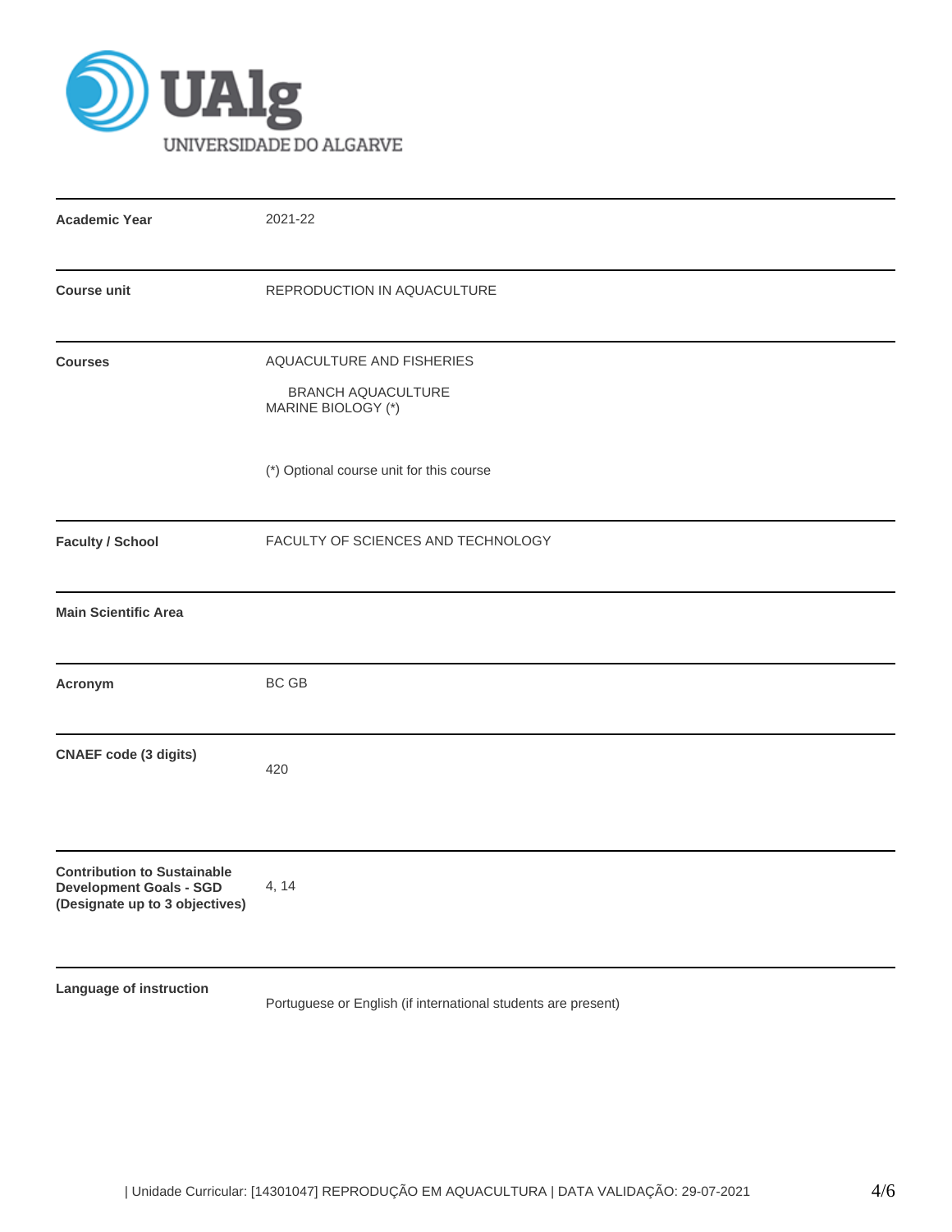UAlg UNIVERSIDADE DO ALGARVE

| | |
|---|---|
| **Academic Year** | 2021-22 |
| **Course unit** | REPRODUCTION IN AQUACULTURE |
| **Courses** | AQUACULTURE AND FISHERIES<br>BRANCH AQUACULTURE<br>MARINE BIOLOGY (*)<br><br>(*) Optional course unit for this course |
| **Faculty / School** | FACULTY OF SCIENCES AND TECHNOLOGY |
| **Main Scientific Area** | |
| **Acronym** | BC GB |
| **CNAEF code (3 digits)** | 420 |
| **Contribution to Sustainable Development Goals - SGD (Designate up to 3 objectives)** | 4, 14 |
| **Language of instruction** | Portuguese or English (if international students are present) |

| Unidade Curricular: [14301047] REPRODUÇÃO EM AQUACULTURA | DATA VALIDAÇÃO: 29-07-2021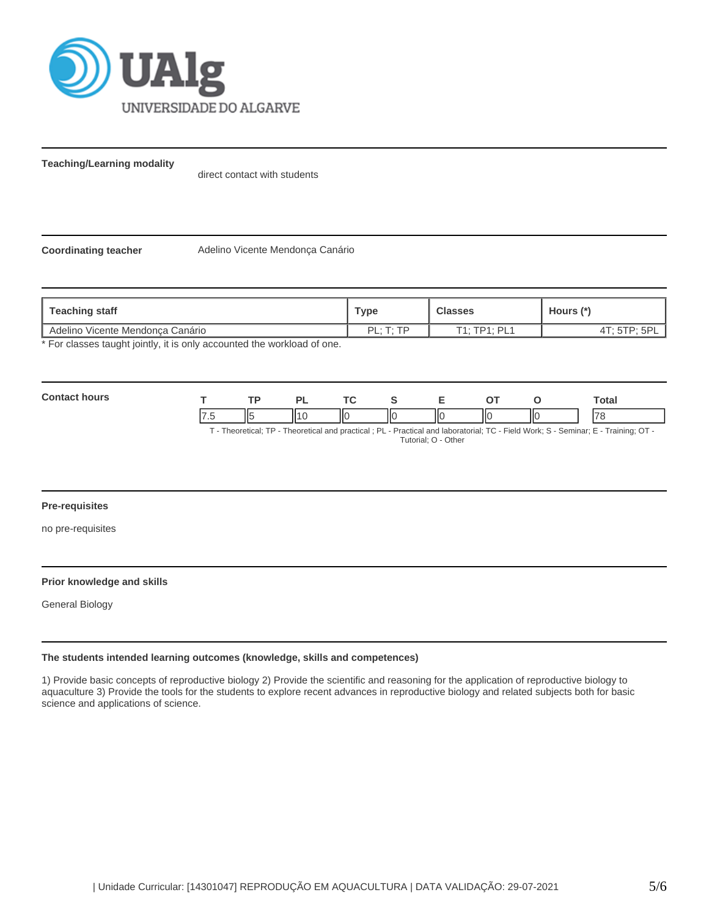**Teaching/Learning modality**

direct contact with students

**Coordinating teacher**

Adelino Vicente Mendonça Canário

| Teaching staff | Type | Classes | Hours (*) |
|---|---|---|---|
| Adelino Vicente Mendonça Canário | PL; T; TP | T1; TP1; PL1 | 4T; 5TP; 5PL |

* For classes taught jointly, it is only accounted the workload of one.

**Contact hours**

| T | TP | PL | TC | S | E | OT | O | Total |
|---|---|---|---|---|---|---|---|---|
| 7.5 | 5 | 10 | 0 | 0 | 0 | 0 | 0 | 78 |

T - Theoretical; TP - Theoretical and practical ; PL - Practical and laboratorial; TC - Field Work; S - Seminar; E - Training; OT - Tutorial; O - Other

**Pre-requisites**

no pre-requisites

**Prior knowledge and skills**

General Biology

**The students intended learning outcomes (knowledge, skills and competences)**

1) Provide basic concepts of reproductive biology 2) Provide the scientific and reasoning for the application of reproductive biology to aquaculture 3) Provide the tools for the students to explore recent advances in reproductive biology and related subjects both for basic science and applications of science.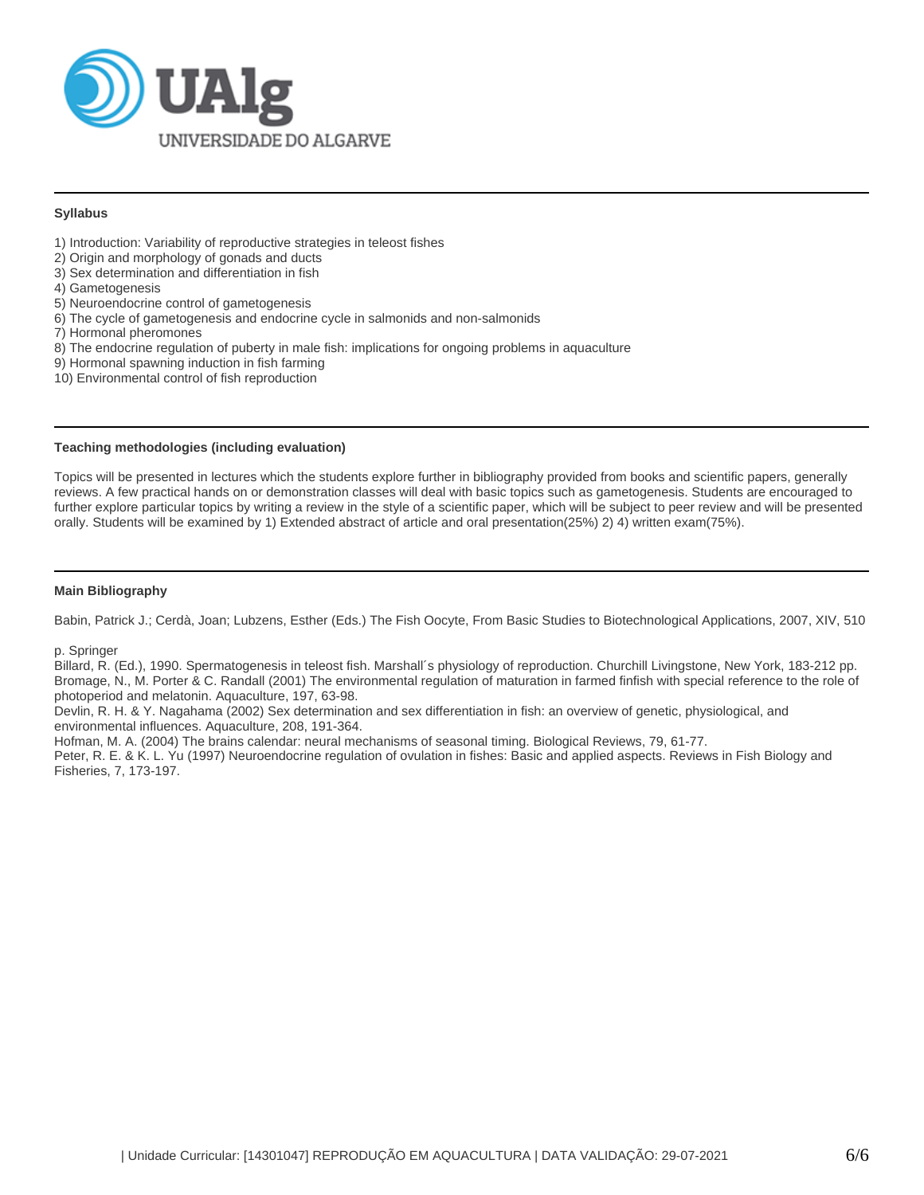### Syllabus

1) Introduction: Variability of reproductive strategies in teleost fishes
2) Origin and morphology of gonads and ducts
3) Sex determination and differentiation in fish
4) Gametogenesis
5) Neuroendocrine control of gametogenesis
6) The cycle of gametogenesis and endocrine cycle in salmonids and non-salmonids
7) Hormonal pheromones
8) The endocrine regulation of puberty in male fish: implications for ongoing problems in aquaculture
9) Hormonal spawning induction in fish farming
10) Environmental control of fish reproduction

### Teaching methodologies (including evaluation)

Topics will be presented in lectures which the students explore further in bibliography provided from books and scientific papers, generally reviews. A few practical hands on or demonstration classes will deal with basic topics such as gametogenesis. Students are encouraged to further explore particular topics by writing a review in the style of a scientific paper, which will be subject to peer review and will be presented orally. Students will be examined by 1) Extended abstract of article and oral presentation(25%) 2) 4) written exam(75%).

### Main Bibliography

Babin, Patrick J.; Cerdà, Joan; Lubzens, Esther (Eds.) The Fish Oocyte, From Basic Studies to Biotechnological Applications, 2007, XIV, 510

p. Springer
Billard, R. (Ed.), 1990. Spermatogenesis in teleost fish. Marshall´s physiology of reproduction. Churchill Livingstone, New York, 183-212 pp.
Bromage, N., M. Porter & C. Randall (2001) The environmental regulation of maturation in farmed finfish with special reference to the role of photoperiod and melatonin. Aquaculture, 197, 63-98.
Devlin, R. H. & Y. Nagahama (2002) Sex determination and sex differentiation in fish: an overview of genetic, physiological, and environmental influences. Aquaculture, 208, 191-364.
Hofman, M. A. (2004) The brains calendar: neural mechanisms of seasonal timing. Biological Reviews, 79, 61-77.
Peter, R. E. & K. L. Yu (1997) Neuroendocrine regulation of ovulation in fishes: Basic and applied aspects. Reviews in Fish Biology and Fisheries, 7, 173-197.